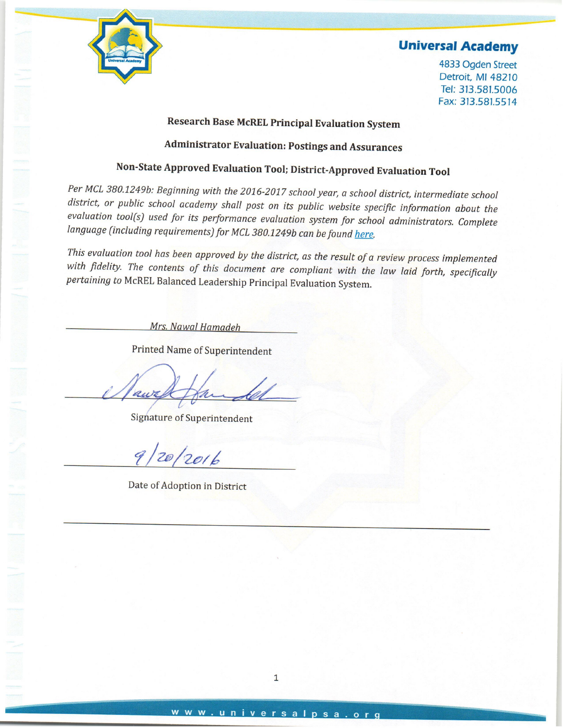**Universal Academy**

4833 Ogden Street
Detroit, MI 48210
Tel: 313.581.5006
Fax: 313.581.5514

## Research Base McREL Principal Evaluation System

## Administrator Evaluation: Postings and Assurances

## Non-State Approved Evaluation Tool; District-Approved Evaluation Tool

*Per MCL 380.1249b: Beginning with the 2016-2017 school year, a school district, intermediate school district, or public school academy shall post on its public website specific information about the evaluation tool(s) used for its performance evaluation system for school administrators. Complete language (including requirements) for MCL 380.1249b can be found here.*

*This evaluation tool has been approved by the district, as the result of a review process implemented with fidelity. The contents of this document are compliant with the law laid forth, specifically pertaining to* McREL Balanced Leadership Principal Evaluation System.

*Mrs. Nawal Hamadeh*

Printed Name of Superintendent

[Signature]

Signature of Superintendent

9/20/2016

Date of Adoption in District

www.universalpsa.org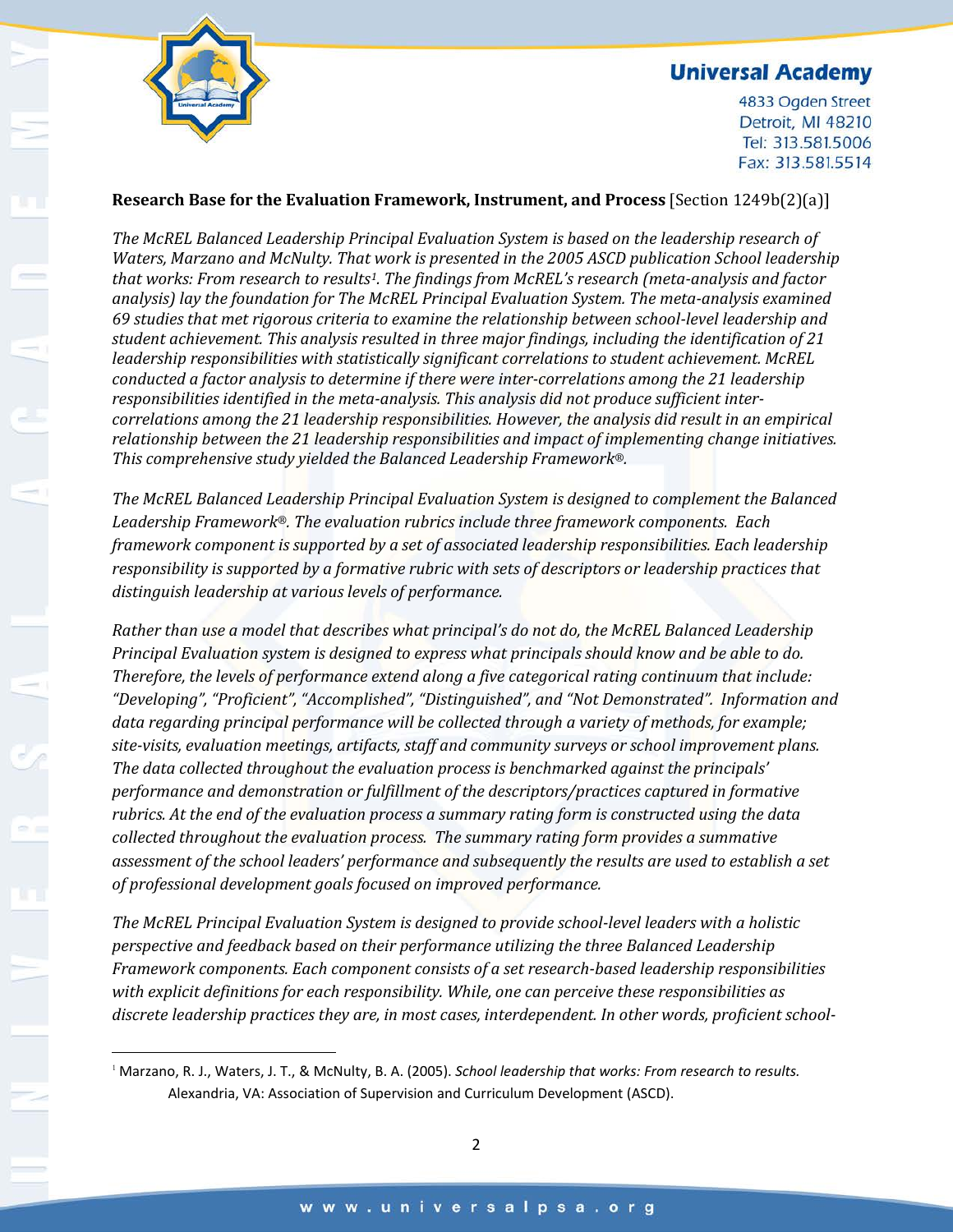**Research Base for the Evaluation Framework, Instrument, and Process** [Section 1249b(2)(a)]

*The McREL Balanced Leadership Principal Evaluation System is based on the leadership research of Waters, Marzano and McNulty. That work is presented in the 2005 ASCD publication School leadership that works: From research to results[1]. The findings from McREL's research (meta-analysis and factor analysis) lay the foundation for The McREL Principal Evaluation System. The meta-analysis examined 69 studies that met rigorous criteria to examine the relationship between school-level leadership and student achievement. This analysis resulted in three major findings, including the identification of 21 leadership responsibilities with statistically significant correlations to student achievement. McREL conducted a factor analysis to determine if there were inter-correlations among the 21 leadership responsibilities identified in the meta-analysis. This analysis did not produce sufficient inter-correlations among the 21 leadership responsibilities. However, the analysis did result in an empirical relationship between the 21 leadership responsibilities and impact of implementing change initiatives. This comprehensive study yielded the Balanced Leadership Framework®.*

*The McREL Balanced Leadership Principal Evaluation System is designed to complement the Balanced Leadership Framework®. The evaluation rubrics include three framework components. Each framework component is supported by a set of associated leadership responsibilities. Each leadership responsibility is supported by a formative rubric with sets of descriptors or leadership practices that distinguish leadership at various levels of performance.*

*Rather than use a model that describes what principal's do not do, the McREL Balanced Leadership Principal Evaluation system is designed to express what principals should know and be able to do. Therefore, the levels of performance extend along a five categorical rating continuum that include: "Developing", "Proficient", "Accomplished", "Distinguished", and "Not Demonstrated". Information and data regarding principal performance will be collected through a variety of methods, for example; site-visits, evaluation meetings, artifacts, staff and community surveys or school improvement plans. The data collected throughout the evaluation process is benchmarked against the principals' performance and demonstration or fulfillment of the descriptors/practices captured in formative rubrics. At the end of the evaluation process a summary rating form is constructed using the data collected throughout the evaluation process. The summary rating form provides a summative assessment of the school leaders' performance and subsequently the results are used to establish a set of professional development goals focused on improved performance.*

*The McREL Principal Evaluation System is designed to provide school-level leaders with a holistic perspective and feedback based on their performance utilizing the three Balanced Leadership Framework components. Each component consists of a set research-based leadership responsibilities with explicit definitions for each responsibility. While, one can perceive these responsibilities as discrete leadership practices they are, in most cases, interdependent. In other words, proficient school-*

---

[1] Marzano, R. J., Waters, J. T., & McNulty, B. A. (2005). *School leadership that works: From research to results.* Alexandria, VA: Association of Supervision and Curriculum Development (ASCD).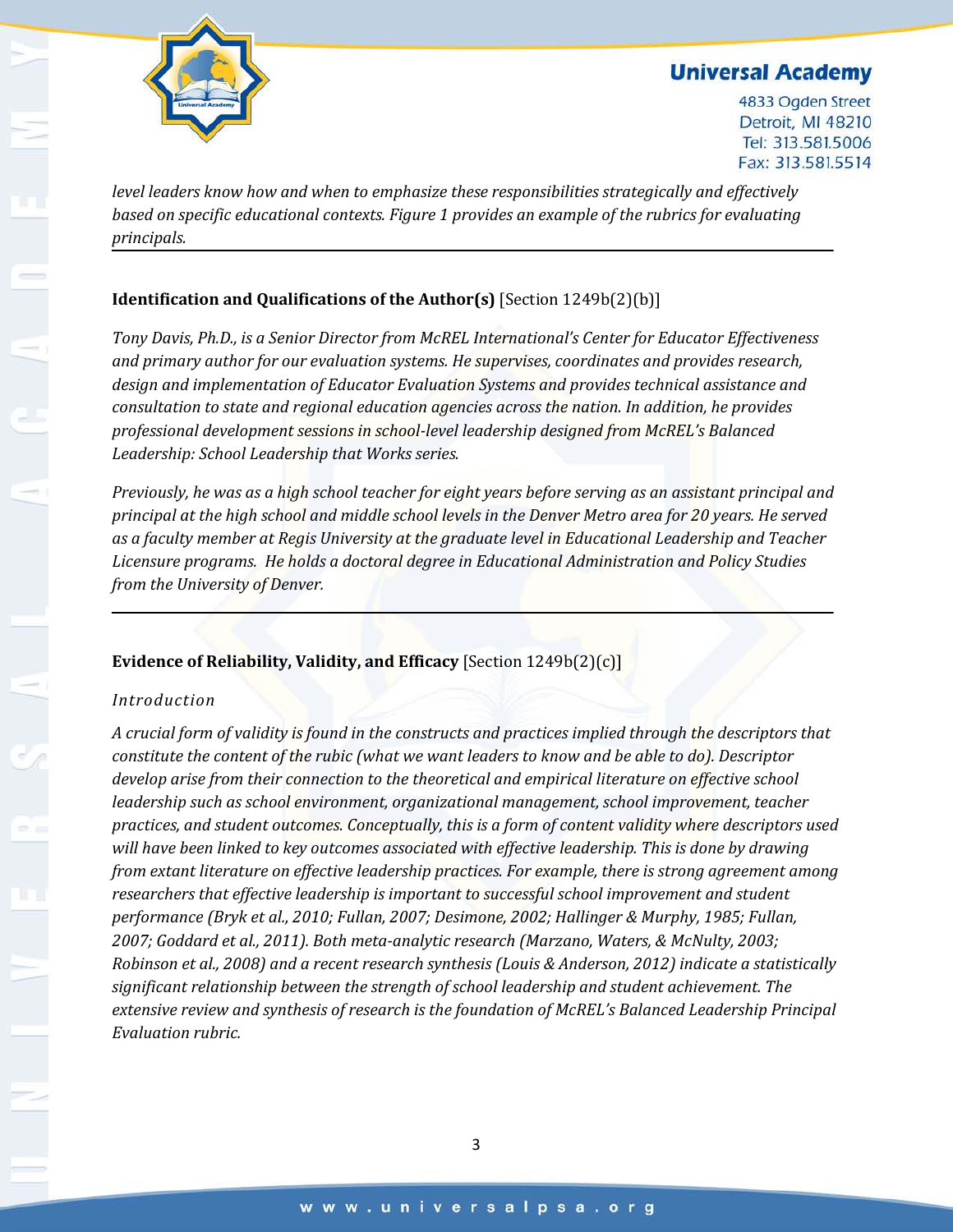*level leaders know how and when to emphasize these responsibilities strategically and effectively based on specific educational contexts. Figure 1 provides an example of the rubrics for evaluating principals.*

---

**Identification and Qualifications of the Author(s)** [Section 1249b(2)(b)]

*Tony Davis, Ph.D., is a Senior Director from McREL International's Center for Educator Effectiveness and primary author for our evaluation systems. He supervises, coordinates and provides research, design and implementation of Educator Evaluation Systems and provides technical assistance and consultation to state and regional education agencies across the nation. In addition, he provides professional development sessions in school-level leadership designed from McREL's Balanced Leadership: School Leadership that Works series.*

*Previously, he was as a high school teacher for eight years before serving as an assistant principal and principal at the high school and middle school levels in the Denver Metro area for 20 years. He served as a faculty member at Regis University at the graduate level in Educational Leadership and Teacher Licensure programs. He holds a doctoral degree in Educational Administration and Policy Studies from the University of Denver.*

---

**Evidence of Reliability, Validity, and Efficacy** [Section 1249b(2)(c)]

*Introduction*

*A crucial form of validity is found in the constructs and practices implied through the descriptors that constitute the content of the rubric (what we want leaders to know and be able to do). Descriptor develop arise from their connection to the theoretical and empirical literature on effective school leadership such as school environment, organizational management, school improvement, teacher practices, and student outcomes. Conceptually, this is a form of content validity where descriptors used will have been linked to key outcomes associated with effective leadership. This is done by drawing from extant literature on effective leadership practices. For example, there is strong agreement among researchers that effective leadership is important to successful school improvement and student performance (Bryk et al., 2010; Fullan, 2007; Desimone, 2002; Hallinger & Murphy, 1985; Fullan, 2007; Goddard et al., 2011). Both meta-analytic research (Marzano, Waters, & McNulty, 2003; Robinson et al., 2008) and a recent research synthesis (Louis & Anderson, 2012) indicate a statistically significant relationship between the strength of school leadership and student achievement. The extensive review and synthesis of research is the foundation of McREL's Balanced Leadership Principal Evaluation rubric.*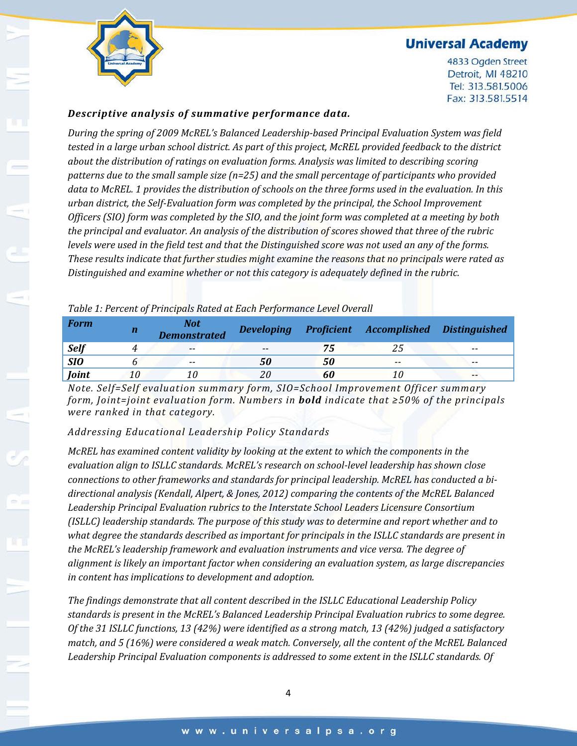***Descriptive analysis of summative performance data.***

*During the spring of 2009 McREL's Balanced Leadership-based Principal Evaluation System was field tested in a large urban school district. As part of this project, McREL provided feedback to the district about the distribution of ratings on evaluation forms. Analysis was limited to describing scoring patterns due to the small sample size (n=25) and the small percentage of participants who provided data to McREL. 1 provides the distribution of schools on the three forms used in the evaluation. In this urban district, the Self-Evaluation form was completed by the principal, the School Improvement Officers (SIO) form was completed by the SIO, and the joint form was completed at a meeting by both the principal and evaluator. An analysis of the distribution of scores showed that three of the rubric levels were used in the field test and that the Distinguished score was not used an any of the forms. These results indicate that further studies might examine the reasons that no principals were rated as Distinguished and examine whether or not this category is adequately defined in the rubric.*

*Table 1: Percent of Principals Rated at Each Performance Level Overall*

| ***Form*** | ***n*** | ***Not Demonstrated*** | ***Developing*** | ***Proficient*** | ***Accomplished*** | ***Distinguished*** |
|---|---|---|---|---|---|---|
| ***Self*** | *4* | *--* | *--* | ***75*** | *25* | *--* |
| ***SIO*** | *6* | *--* | ***50*** | ***50*** | *--* | *--* |
| ***Joint*** | *10* | *10* | *20* | ***60*** | *10* | *--* |

*Note. Self=Self evaluation summary form, SIO=School Improvement Officer summary form, Joint=joint evaluation form. Numbers in **bold** indicate that ≥50% of the principals were ranked in that category.*

*Addressing Educational Leadership Policy Standards*

*McREL has examined content validity by looking at the extent to which the components in the evaluation align to ISLLC standards. McREL's research on school-level leadership has shown close connections to other frameworks and standards for principal leadership. McREL has conducted a bi-directional analysis (Kendall, Alpert, & Jones, 2012) comparing the contents of the McREL Balanced Leadership Principal Evaluation rubrics to the Interstate School Leaders Licensure Consortium (ISLLC) leadership standards. The purpose of this study was to determine and report whether and to what degree the standards described as important for principals in the ISLLC standards are present in the McREL's leadership framework and evaluation instruments and vice versa. The degree of alignment is likely an important factor when considering an evaluation system, as large discrepancies in content has implications to development and adoption.*

*The findings demonstrate that all content described in the ISLLC Educational Leadership Policy standards is present in the McREL's Balanced Leadership Principal Evaluation rubrics to some degree. Of the 31 ISLLC functions, 13 (42%) were identified as a strong match, 13 (42%) judged a satisfactory match, and 5 (16%) were considered a weak match. Conversely, all the content of the McREL Balanced Leadership Principal Evaluation components is addressed to some extent in the ISLLC standards. Of*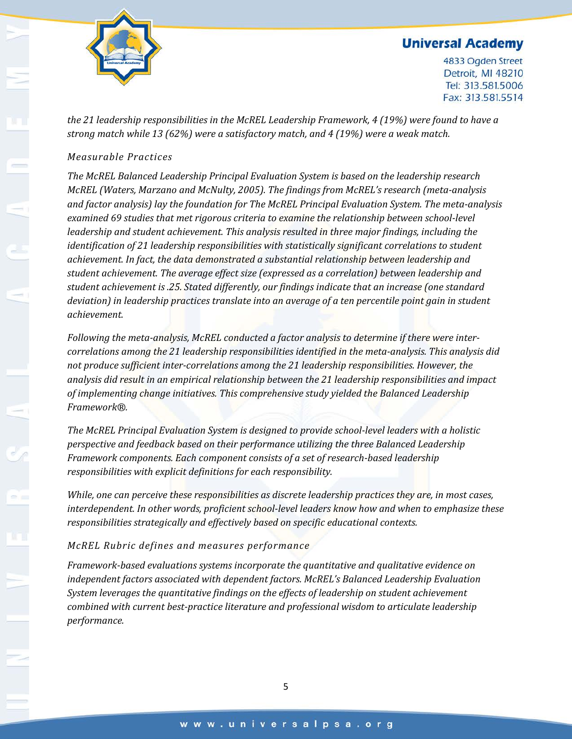*the 21 leadership responsibilities in the McREL Leadership Framework, 4 (19%) were found to have a strong match while 13 (62%) were a satisfactory match, and 4 (19%) were a weak match.*

### *Measurable Practices*

*The McREL Balanced Leadership Principal Evaluation System is based on the leadership research McREL (Waters, Marzano and McNulty, 2005). The findings from McREL's research (meta-analysis and factor analysis) lay the foundation for The McREL Principal Evaluation System. The meta-analysis examined 69 studies that met rigorous criteria to examine the relationship between school-level leadership and student achievement. This analysis resulted in three major findings, including the identification of 21 leadership responsibilities with statistically significant correlations to student achievement. In fact, the data demonstrated a substantial relationship between leadership and student achievement. The average effect size (expressed as a correlation) between leadership and student achievement is .25. Stated differently, our findings indicate that an increase (one standard deviation) in leadership practices translate into an average of a ten percentile point gain in student achievement.*

*Following the meta-analysis, McREL conducted a factor analysis to determine if there were inter-correlations among the 21 leadership responsibilities identified in the meta-analysis. This analysis did not produce sufficient inter-correlations among the 21 leadership responsibilities. However, the analysis did result in an empirical relationship between the 21 leadership responsibilities and impact of implementing change initiatives. This comprehensive study yielded the Balanced Leadership Framework®.*

*The McREL Principal Evaluation System is designed to provide school-level leaders with a holistic perspective and feedback based on their performance utilizing the three Balanced Leadership Framework components. Each component consists of a set of research-based leadership responsibilities with explicit definitions for each responsibility.*

*While, one can perceive these responsibilities as discrete leadership practices they are, in most cases, interdependent. In other words, proficient school-level leaders know how and when to emphasize these responsibilities strategically and effectively based on specific educational contexts.*

### *McREL Rubric defines and measures performance*

*Framework-based evaluations systems incorporate the quantitative and qualitative evidence on independent factors associated with dependent factors. McREL's Balanced Leadership Evaluation System leverages the quantitative findings on the effects of leadership on student achievement combined with current best-practice literature and professional wisdom to articulate leadership performance.*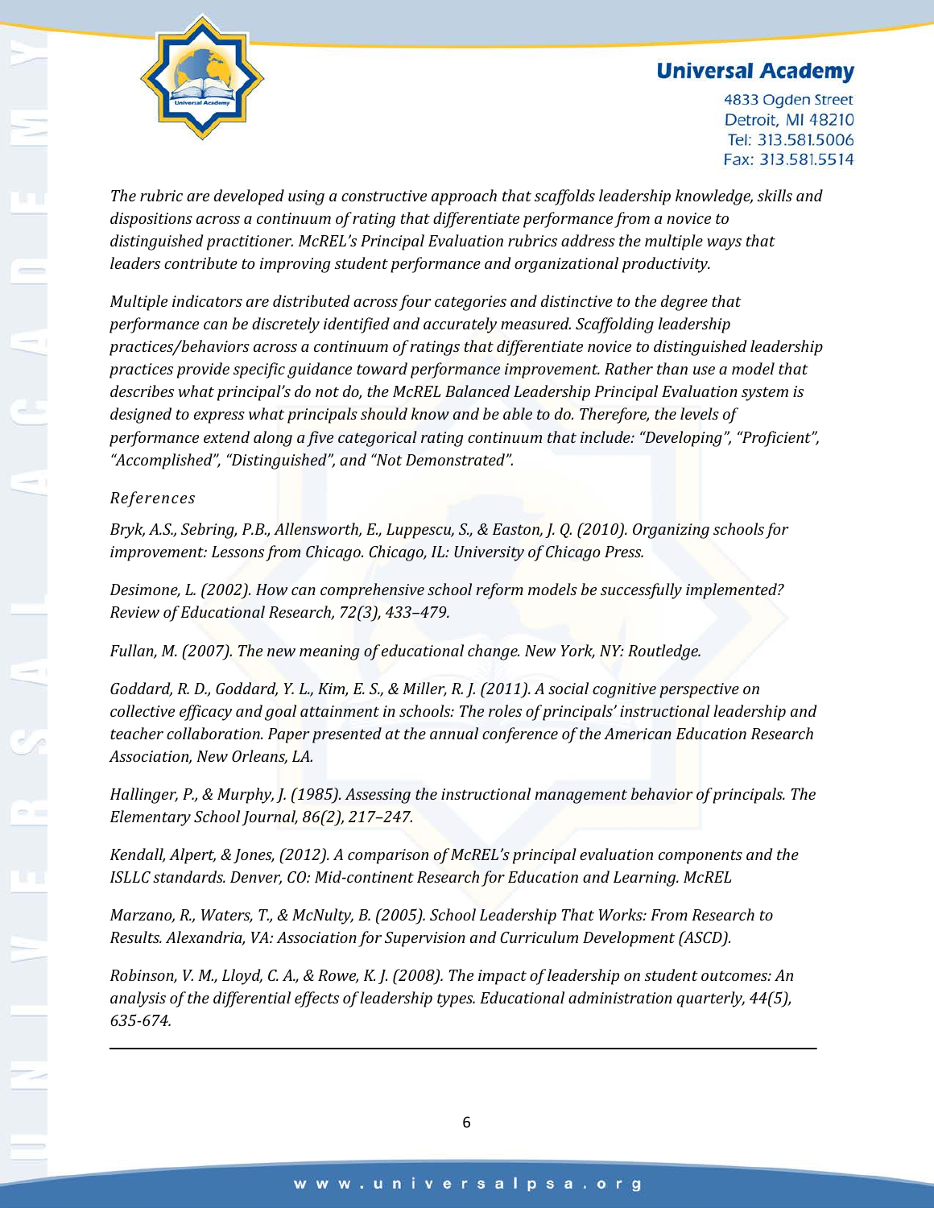*The rubric are developed using a constructive approach that scaffolds leadership knowledge, skills and dispositions across a continuum of rating that differentiate performance from a novice to distinguished practitioner. McREL's Principal Evaluation rubrics address the multiple ways that leaders contribute to improving student performance and organizational productivity.*

*Multiple indicators are distributed across four categories and distinctive to the degree that performance can be discretely identified and accurately measured. Scaffolding leadership practices/behaviors across a continuum of ratings that differentiate novice to distinguished leadership practices provide specific guidance toward performance improvement. Rather than use a model that describes what principal's do not do, the McREL Balanced Leadership Principal Evaluation system is designed to express what principals should know and be able to do. Therefore, the levels of performance extend along a five categorical rating continuum that include: "Developing", "Proficient", "Accomplished", "Distinguished", and "Not Demonstrated".*

*References*

*Bryk, A.S., Sebring, P.B., Allensworth, E., Luppescu, S., & Easton, J. Q. (2010). Organizing schools for improvement: Lessons from Chicago. Chicago, IL: University of Chicago Press.*

*Desimone, L. (2002). How can comprehensive school reform models be successfully implemented? Review of Educational Research, 72(3), 433–479.*

*Fullan, M. (2007). The new meaning of educational change. New York, NY: Routledge.*

*Goddard, R. D., Goddard, Y. L., Kim, E. S., & Miller, R. J. (2011). A social cognitive perspective on collective efficacy and goal attainment in schools: The roles of principals' instructional leadership and teacher collaboration. Paper presented at the annual conference of the American Education Research Association, New Orleans, LA.*

*Hallinger, P., & Murphy, J. (1985). Assessing the instructional management behavior of principals. The Elementary School Journal, 86(2), 217–247.*

*Kendall, Alpert, & Jones, (2012). A comparison of McREL's principal evaluation components and the ISLLC standards. Denver, CO: Mid-continent Research for Education and Learning. McREL*

*Marzano, R., Waters, T., & McNulty, B. (2005). School Leadership That Works: From Research to Results. Alexandria, VA: Association for Supervision and Curriculum Development (ASCD).*

*Robinson, V. M., Lloyd, C. A., & Rowe, K. J. (2008). The impact of leadership on student outcomes: An analysis of the differential effects of leadership types. Educational administration quarterly, 44(5), 635-674.*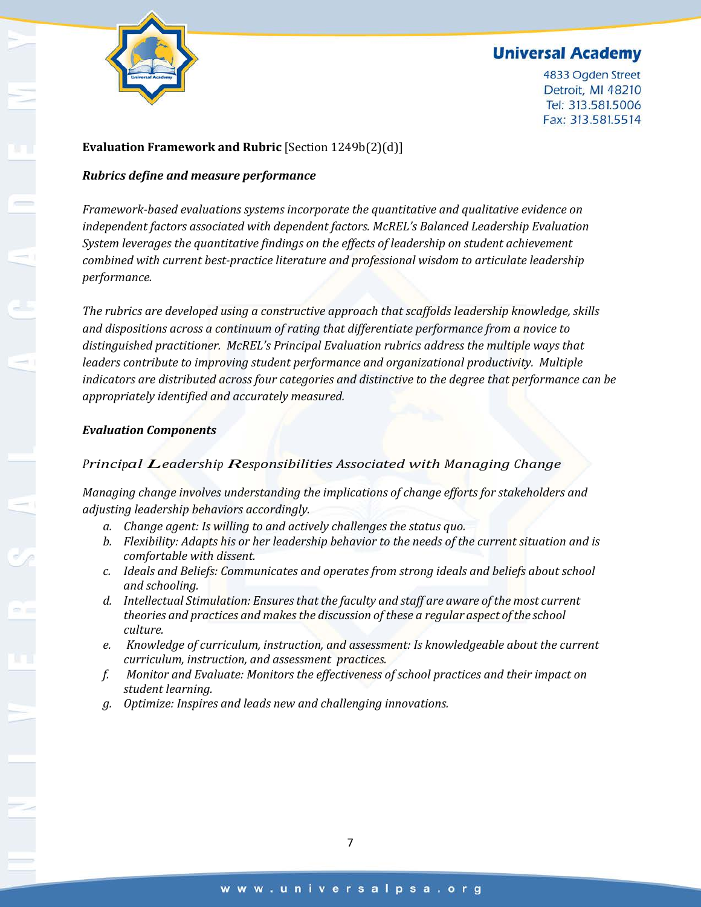**Evaluation Framework and Rubric** [Section 1249b(2)(d)]

***Rubrics define and measure performance***

*Framework-based evaluations systems incorporate the quantitative and qualitative evidence on independent factors associated with dependent factors. McREL's Balanced Leadership Evaluation System leverages the quantitative findings on the effects of leadership on student achievement combined with current best-practice literature and professional wisdom to articulate leadership performance.*

*The rubrics are developed using a constructive approach that scaffolds leadership knowledge, skills and dispositions across a continuum of rating that differentiate performance from a novice to distinguished practitioner. McREL's Principal Evaluation rubrics address the multiple ways that leaders contribute to improving student performance and organizational productivity. Multiple indicators are distributed across four categories and distinctive to the degree that performance can be appropriately identified and accurately measured.*

***Evaluation Components***

*Principal Leadership Responsibilities Associated with Managing Change*

*Managing change involves understanding the implications of change efforts for stakeholders and adjusting leadership behaviors accordingly.*

a. *Change agent: Is willing to and actively challenges the status quo.*
b. *Flexibility: Adapts his or her leadership behavior to the needs of the current situation and is comfortable with dissent.*
c. *Ideals and Beliefs: Communicates and operates from strong ideals and beliefs about school and schooling.*
d. *Intellectual Stimulation: Ensures that the faculty and staff are aware of the most current theories and practices and makes the discussion of these a regular aspect of the school culture.*
e. *Knowledge of curriculum, instruction, and assessment: Is knowledgeable about the current curriculum, instruction, and assessment practices.*
f. *Monitor and Evaluate: Monitors the effectiveness of school practices and their impact on student learning.*
g. *Optimize: Inspires and leads new and challenging innovations.*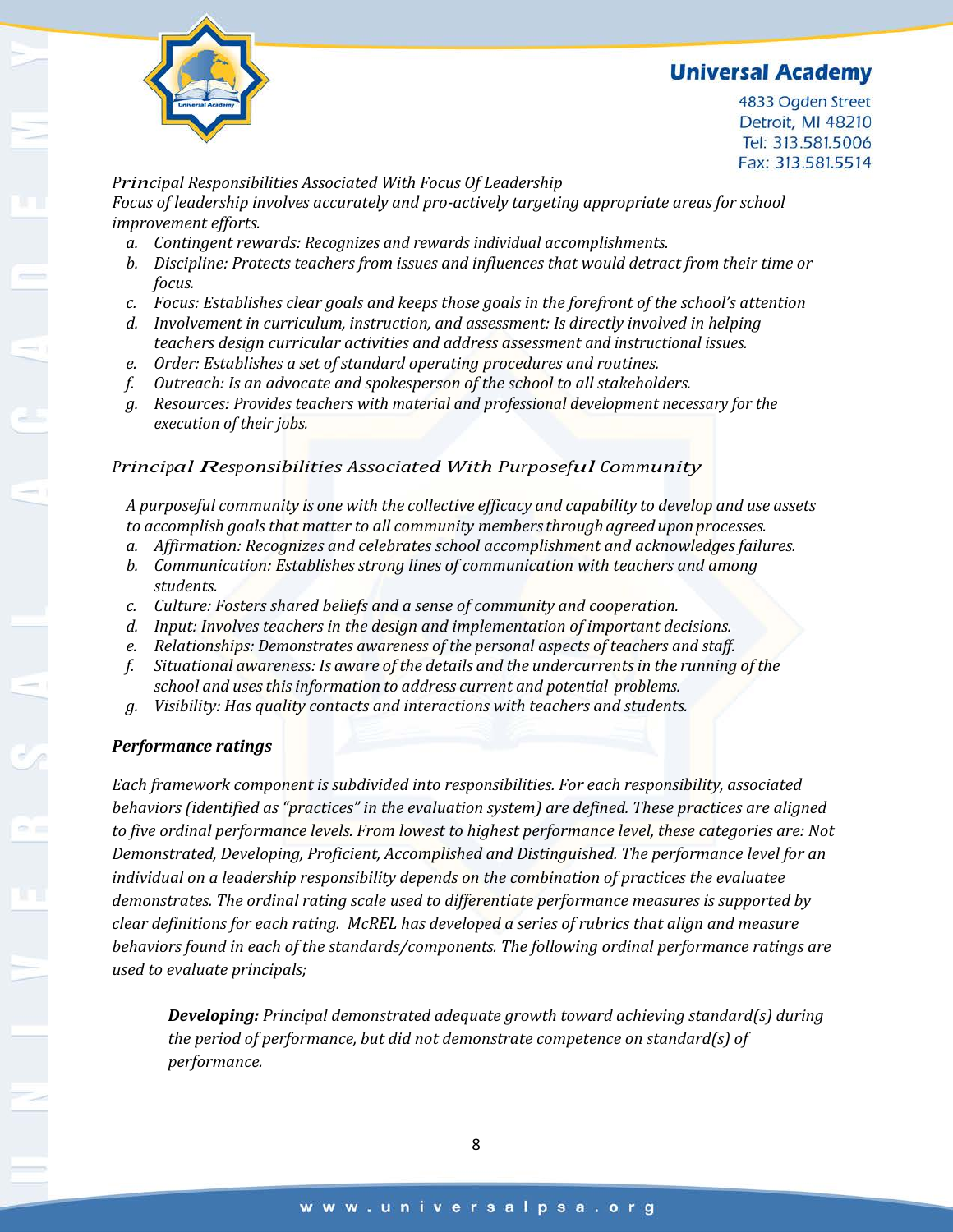*Principal Responsibilities Associated With Focus Of Leadership*

*Focus of leadership involves accurately and pro-actively targeting appropriate areas for school improvement efforts.*

a. *Contingent rewards: Recognizes and rewards individual accomplishments.*
b. *Discipline: Protects teachers from issues and influences that would detract from their time or focus.*
c. *Focus: Establishes clear goals and keeps those goals in the forefront of the school's attention*
d. *Involvement in curriculum, instruction, and assessment: Is directly involved in helping teachers design curricular activities and address assessment and instructional issues.*
e. *Order: Establishes a set of standard operating procedures and routines.*
f. *Outreach: Is an advocate and spokesperson of the school to all stakeholders.*
g. *Resources: Provides teachers with material and professional development necessary for the execution of their jobs.*

*Principal Responsibilities Associated With Purposeful Community*

*A purposeful community is one with the collective efficacy and capability to develop and use assets to accomplish goals that matter to all community members through agreed upon processes.*

a. *Affirmation: Recognizes and celebrates school accomplishment and acknowledges failures.*
b. *Communication: Establishes strong lines of communication with teachers and among students.*
c. *Culture: Fosters shared beliefs and a sense of community and cooperation.*
d. *Input: Involves teachers in the design and implementation of important decisions.*
e. *Relationships: Demonstrates awareness of the personal aspects of teachers and staff.*
f. *Situational awareness: Is aware of the details and the undercurrents in the running of the school and uses this information to address current and potential problems.*
g. *Visibility: Has quality contacts and interactions with teachers and students.*

***Performance ratings***

*Each framework component is subdivided into responsibilities. For each responsibility, associated behaviors (identified as "practices" in the evaluation system) are defined. These practices are aligned to five ordinal performance levels. From lowest to highest performance level, these categories are: Not Demonstrated, Developing, Proficient, Accomplished and Distinguished. The performance level for an individual on a leadership responsibility depends on the combination of practices the evaluatee demonstrates. The ordinal rating scale used to differentiate performance measures is supported by clear definitions for each rating. McREL has developed a series of rubrics that align and measure behaviors found in each of the standards/components. The following ordinal performance ratings are used to evaluate principals;*

> ***Developing:*** *Principal demonstrated adequate growth toward achieving standard(s) during the period of performance, but did not demonstrate competence on standard(s) of performance.*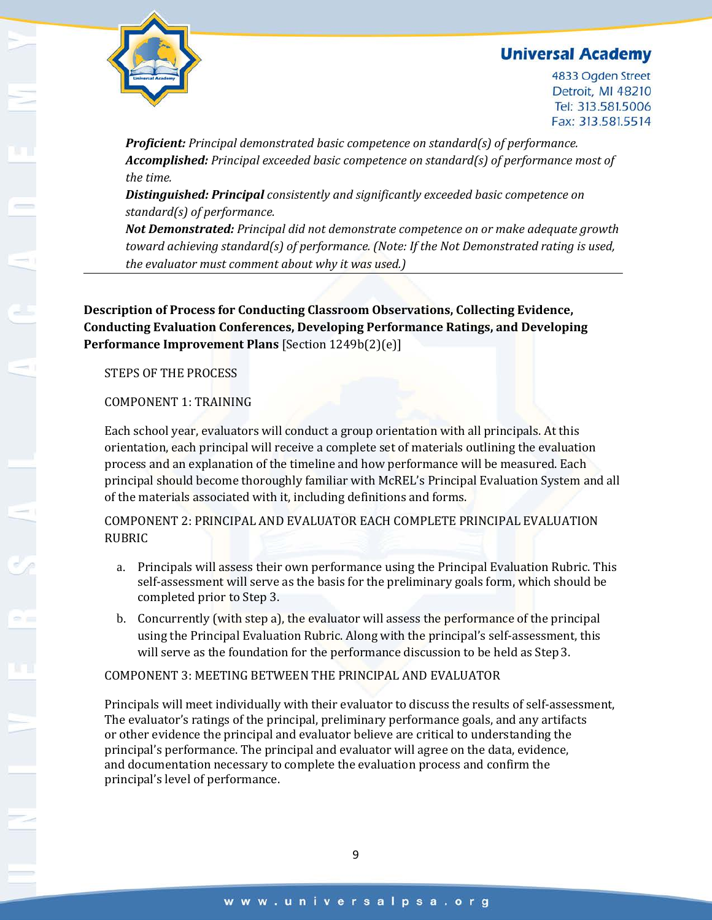*__Proficient:__ Principal demonstrated basic competence on standard(s) of performance.*
*__Accomplished:__ Principal exceeded basic competence on standard(s) of performance most of the time.*
*__Distinguished: Principal__ consistently and significantly exceeded basic competence on standard(s) of performance.*
*__Not Demonstrated:__ Principal did not demonstrate competence on or make adequate growth toward achieving standard(s) of performance. (Note: If the Not Demonstrated rating is used, the evaluator must comment about why it was used.)*

---

**Description of Process for Conducting Classroom Observations, Collecting Evidence, Conducting Evaluation Conferences, Developing Performance Ratings, and Developing Performance Improvement Plans** [Section 1249b(2)(e)]

STEPS OF THE PROCESS

COMPONENT 1: TRAINING

Each school year, evaluators will conduct a group orientation with all principals. At this orientation, each principal will receive a complete set of materials outlining the evaluation process and an explanation of the timeline and how performance will be measured. Each principal should become thoroughly familiar with McREL's Principal Evaluation System and all of the materials associated with it, including definitions and forms.

COMPONENT 2: PRINCIPAL AND EVALUATOR EACH COMPLETE PRINCIPAL EVALUATION RUBRIC

a. Principals will assess their own performance using the Principal Evaluation Rubric. This self-assessment will serve as the basis for the preliminary goals form, which should be completed prior to Step 3.
b. Concurrently (with step a), the evaluator will assess the performance of the principal using the Principal Evaluation Rubric. Along with the principal's self-assessment, this will serve as the foundation for the performance discussion to be held as Step 3.

COMPONENT 3: MEETING BETWEEN THE PRINCIPAL AND EVALUATOR

Principals will meet individually with their evaluator to discuss the results of self-assessment, The evaluator's ratings of the principal, preliminary performance goals, and any artifacts or other evidence the principal and evaluator believe are critical to understanding the principal's performance. The principal and evaluator will agree on the data, evidence, and documentation necessary to complete the evaluation process and confirm the principal's level of performance.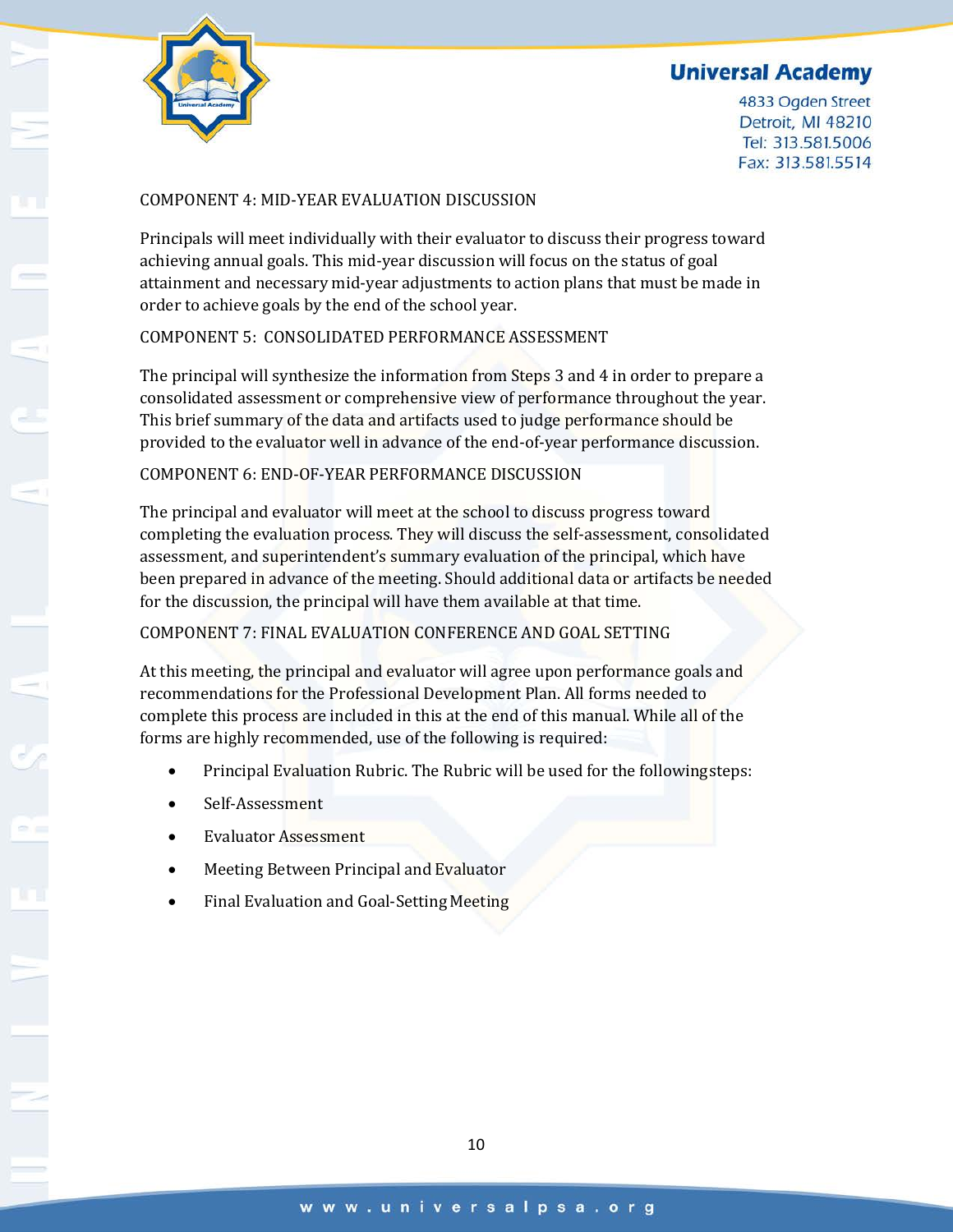## COMPONENT 4: MID-YEAR EVALUATION DISCUSSION

Principals will meet individually with their evaluator to discuss their progress toward achieving annual goals. This mid-year discussion will focus on the status of goal attainment and necessary mid-year adjustments to action plans that must be made in order to achieve goals by the end of the school year.

## COMPONENT 5: CONSOLIDATED PERFORMANCE ASSESSMENT

The principal will synthesize the information from Steps 3 and 4 in order to prepare a consolidated assessment or comprehensive view of performance throughout the year. This brief summary of the data and artifacts used to judge performance should be provided to the evaluator well in advance of the end-of-year performance discussion.

## COMPONENT 6: END-OF-YEAR PERFORMANCE DISCUSSION

The principal and evaluator will meet at the school to discuss progress toward completing the evaluation process. They will discuss the self-assessment, consolidated assessment, and superintendent's summary evaluation of the principal, which have been prepared in advance of the meeting. Should additional data or artifacts be needed for the discussion, the principal will have them available at that time.

## COMPONENT 7: FINAL EVALUATION CONFERENCE AND GOAL SETTING

At this meeting, the principal and evaluator will agree upon performance goals and recommendations for the Professional Development Plan. All forms needed to complete this process are included in this at the end of this manual. While all of the forms are highly recommended, use of the following is required:

- Principal Evaluation Rubric. The Rubric will be used for the following steps:
- Self-Assessment
- Evaluator Assessment
- Meeting Between Principal and Evaluator
- Final Evaluation and Goal-Setting Meeting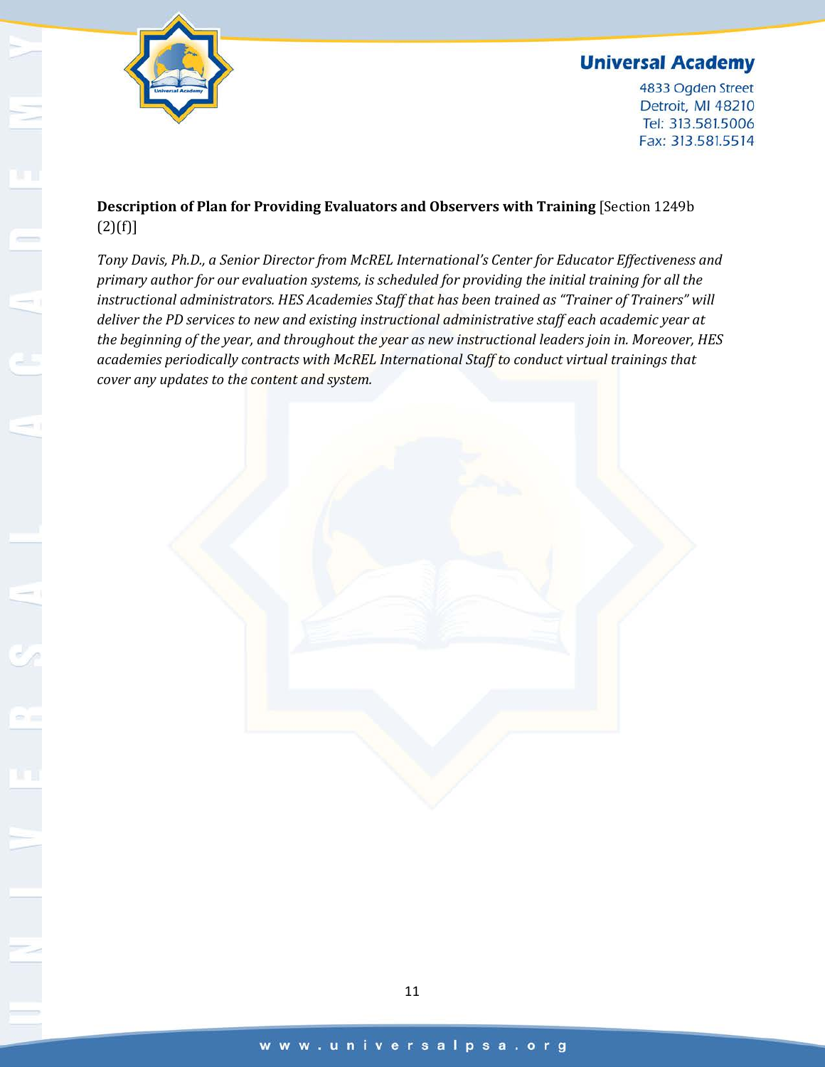**Description of Plan for Providing Evaluators and Observers with Training** [Section 1249b (2)(f)]

*Tony Davis, Ph.D., a Senior Director from McREL International's Center for Educator Effectiveness and primary author for our evaluation systems, is scheduled for providing the initial training for all the instructional administrators. HES Academies Staff that has been trained as "Trainer of Trainers" will deliver the PD services to new and existing instructional administrative staff each academic year at the beginning of the year, and throughout the year as new instructional leaders join in. Moreover, HES academies periodically contracts with McREL International Staff to conduct virtual trainings that cover any updates to the content and system.*